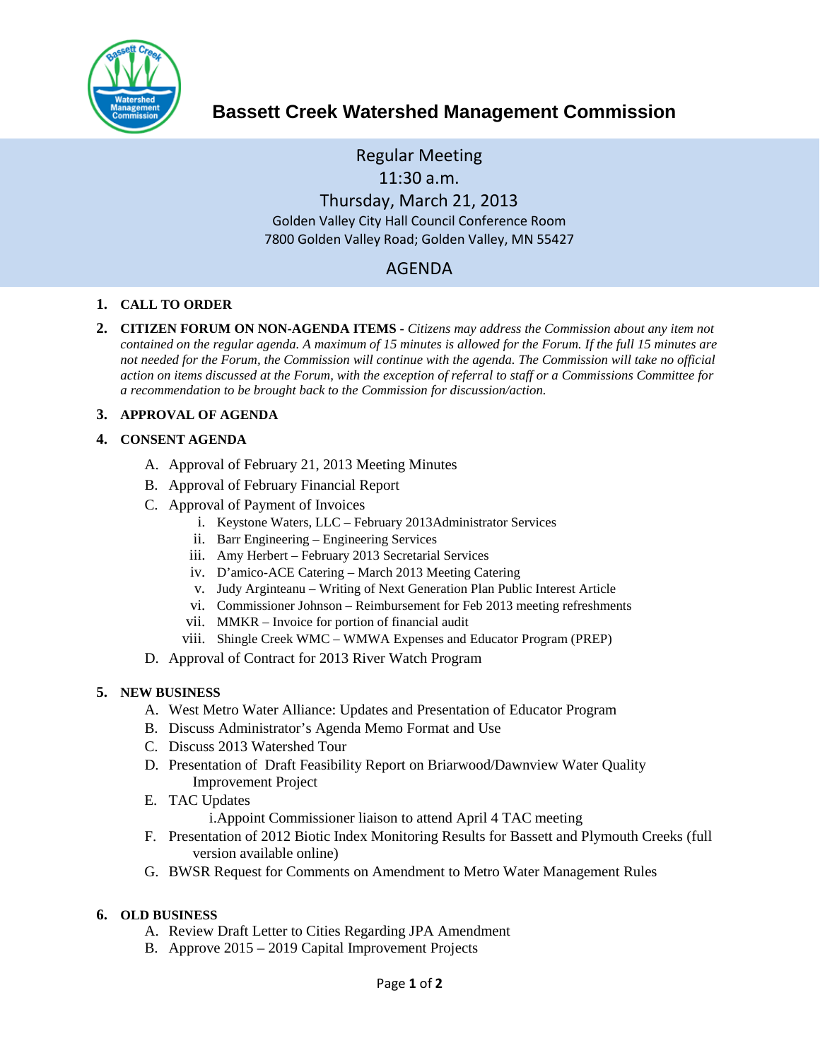# Bassett Creek Watershed Management Commission

Regular Meeting
11:30 a.m.
Thursday, March 21, 2013
Golden Valley City Hall Council Conference Room
7800 Golden Valley Road; Golden Valley, MN 55427

## AGENDA

1. **CALL TO ORDER**

2. **CITIZEN FORUM ON NON-AGENDA ITEMS** - *Citizens may address the Commission about any item not contained on the regular agenda. A maximum of 15 minutes is allowed for the Forum. If the full 15 minutes are not needed for the Forum, the Commission will continue with the agenda. The Commission will take no official action on items discussed at the Forum, with the exception of referral to staff or a Commissions Committee for a recommendation to be brought back to the Commission for discussion/action.*

3. **APPROVAL OF AGENDA**

4. **CONSENT AGENDA**
   - A. Approval of February 21, 2013 Meeting Minutes
   - B. Approval of February Financial Report
   - C. Approval of Payment of Invoices
     - i. Keystone Waters, LLC – February 2013Administrator Services
     - ii. Barr Engineering – Engineering Services
     - iii. Amy Herbert – February 2013 Secretarial Services
     - iv. D'amico-ACE Catering – March 2013 Meeting Catering
     - v. Judy Arginteanu – Writing of Next Generation Plan Public Interest Article
     - vi. Commissioner Johnson – Reimbursement for Feb 2013 meeting refreshments
     - vii. MMKR – Invoice for portion of financial audit
     - viii. Shingle Creek WMC – WMWA Expenses and Educator Program (PREP)
   - D. Approval of Contract for 2013 River Watch Program

5. **NEW BUSINESS**
   - A. West Metro Water Alliance: Updates and Presentation of Educator Program
   - B. Discuss Administrator's Agenda Memo Format and Use
   - C. Discuss 2013 Watershed Tour
   - D. Presentation of Draft Feasibility Report on Briarwood/Dawnview Water Quality Improvement Project
   - E. TAC Updates
     - i. Appoint Commissioner liaison to attend April 4 TAC meeting
   - F. Presentation of 2012 Biotic Index Monitoring Results for Bassett and Plymouth Creeks (full version available online)
   - G. BWSR Request for Comments on Amendment to Metro Water Management Rules

6. **OLD BUSINESS**
   - A. Review Draft Letter to Cities Regarding JPA Amendment
   - B. Approve 2015 – 2019 Capital Improvement Projects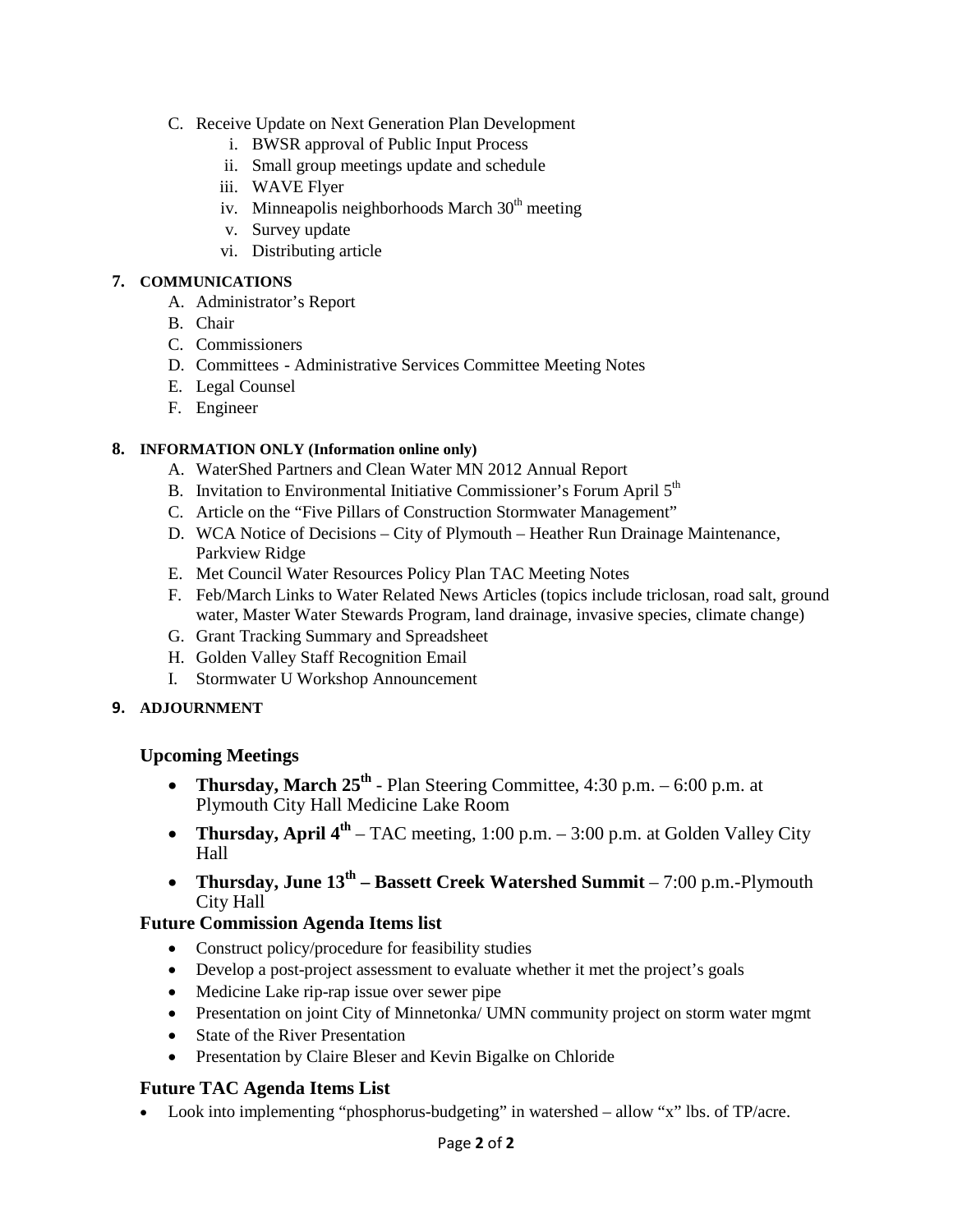C. Receive Update on Next Generation Plan Development
   i. BWSR approval of Public Input Process
   ii. Small group meetings update and schedule
   iii. WAVE Flyer
   iv. Minneapolis neighborhoods March 30th meeting
   v. Survey update
   vi. Distributing article

**7. COMMUNICATIONS**

A. Administrator's Report
B. Chair
C. Commissioners
D. Committees - Administrative Services Committee Meeting Notes
E. Legal Counsel
F. Engineer

**8. INFORMATION ONLY (Information online only)**

A. WaterShed Partners and Clean Water MN 2012 Annual Report
B. Invitation to Environmental Initiative Commissioner's Forum April 5th
C. Article on the "Five Pillars of Construction Stormwater Management"
D. WCA Notice of Decisions – City of Plymouth – Heather Run Drainage Maintenance, Parkview Ridge
E. Met Council Water Resources Policy Plan TAC Meeting Notes
F. Feb/March Links to Water Related News Articles (topics include triclosan, road salt, ground water, Master Water Stewards Program, land drainage, invasive species, climate change)
G. Grant Tracking Summary and Spreadsheet
H. Golden Valley Staff Recognition Email
I. Stormwater U Workshop Announcement

**9. ADJOURNMENT**

### Upcoming Meetings

- **Thursday, March 25th** - Plan Steering Committee, 4:30 p.m. – 6:00 p.m. at Plymouth City Hall Medicine Lake Room
- **Thursday, April 4th** – TAC meeting, 1:00 p.m. – 3:00 p.m. at Golden Valley City Hall
- **Thursday, June 13th – Bassett Creek Watershed Summit** – 7:00 p.m.-Plymouth City Hall

### Future Commission Agenda Items list

- Construct policy/procedure for feasibility studies
- Develop a post-project assessment to evaluate whether it met the project's goals
- Medicine Lake rip-rap issue over sewer pipe
- Presentation on joint City of Minnetonka/ UMN community project on storm water mgmt
- State of the River Presentation
- Presentation by Claire Bleser and Kevin Bigalke on Chloride

### Future TAC Agenda Items List

- Look into implementing "phosphorus-budgeting" in watershed – allow "x" lbs. of TP/acre.